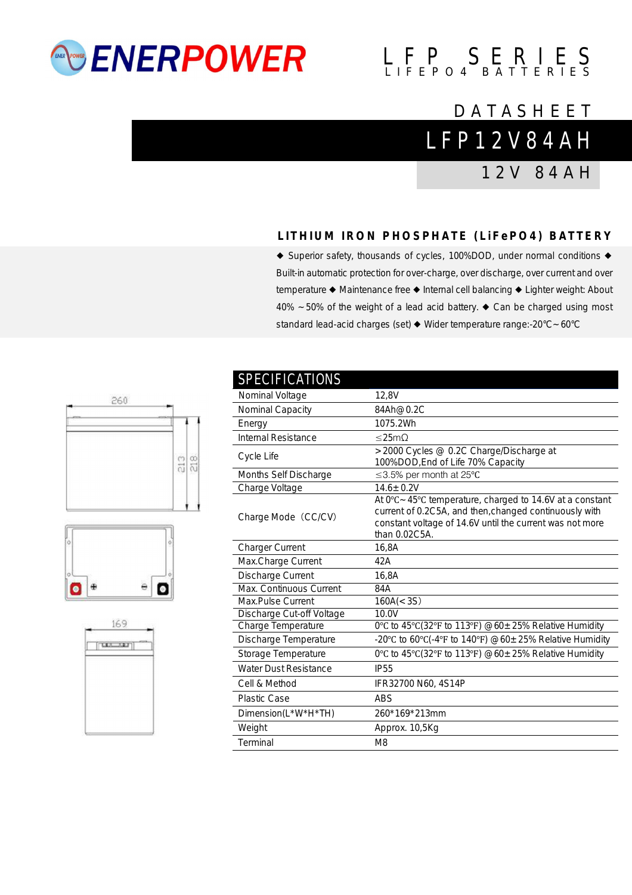# ENERPOWER

LFP SERIES
LIFEPO4 BATTERIES

DATASHEET

## LFP12V84AH

12V 84AH

### LITHIUM IRON PHOSPHATE (LiFePO4) BATTERY

◆ Superior safety, thousands of cycles, 100%DOD, under normal conditions ◆ Built-in automatic protection for over-charge, over discharge, over current and over temperature ◆ Maintenance free ◆ Internal cell balancing ◆ Lighter weight: About 40% ~50% of the weight of a lead acid battery. ◆ Can be charged using most standard lead-acid charges (set) ◆ Wider temperature range:-20℃~60℃

260

213 218

169

## SPECIFICATIONS

| Parameter | Value |
| --- | --- |
| Nominal Voltage | 12,8V |
| Nominal Capacity | 84Ah@0.2C |
| Energy | 1075.2Wh |
| Internal Resistance | ≤25mΩ |
| Cycle Life | >2000 Cycles @ 0.2C Charge/Discharge at 100%DOD,End of Life 70% Capacity |
| Months Self Discharge | ≤3.5% per month at 25℃ |
| Charge Voltage | 14.6±0.2V |
| Charge Mode（CC/CV) | At 0℃~45℃ temperature, charged to 14.6V at a constant current of 0.2C5A, and then,changed continuously with constant voltage of 14.6V until the current was not more than 0.02C5A. |
| Charger Current | 16,8A |
| Max.Charge Current | 42A |
| Discharge Current | 16,8A |
| Max. Continuous Current | 84A |
| Max.Pulse Current | 160A(<3S) |
| Discharge Cut-off Voltage | 10.0V |
| Charge Temperature | 0℃ to 45℃(32℉ to 113℉) @60±25% Relative Humidity |
| Discharge Temperature | -20℃ to 60℃(-4℉ to 140℉) @60±25% Relative Humidity |
| Storage Temperature | 0℃ to 45℃(32℉ to 113℉) @60±25% Relative Humidity |
| Water Dust Resistance | IP55 |
| Cell & Method | IFR32700 N60, 4S14P |
| Plastic Case | ABS |
| Dimension(L*W*H*TH) | 260*169*213mm |
| Weight | Approx. 10,5Kg |
| Terminal | M8 |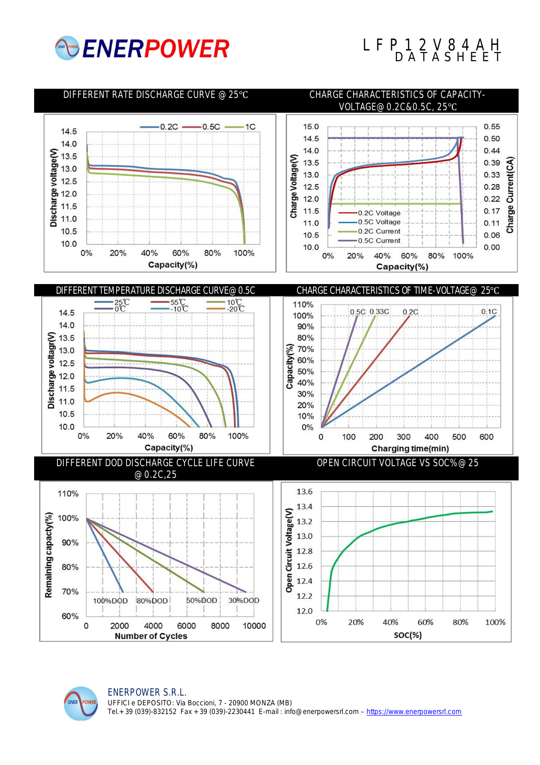# ENERPOWER

LFP12V84AH DATASHEET

## DIFFERENT RATE DISCHARGE CURVE @ 25℃

0.2C 0.5C 1C

Discharge voltage(V)

14.5
14.0
13.5
13.0
12.5
12.0
11.5
11.0
10.5
10.0

0% 20% 40% 60% 80% 100%

Capacity(%)

## CHARGE CHARACTERISTICS OF CAPACITY-VOLTAGE@ 0.2C&0.5C, 25℃

Charge Voltage(V)

15.0
14.5
14.0
13.5
13.0
12.5
12.0
11.5
11.0
10.5
10.0

Charge Current(CA)

0.55
0.50
0.44
0.39
0.33
0.28
0.22
0.17
0.11
0.06
0.00

0.2C Voltage
0.5C Voltage
0.2C Current
0.5C Current

0% 20% 40% 60% 80% 100%

Capacity(%)

## DIFFERENT TEMPERATURE DISCHARGE CURVE@ 0.5C

25℃ 55℃ 10℃ 0℃ -10℃ -20℃

Discharge voltagr(V)

14.5
14.0
13.5
13.0
12.5
12.0
11.5
11.0
10.5
10.0

0% 20% 40% 60% 80% 100%

Capacity(%)

## CHARGE CHARACTERISTICS OF TIME-VOLTAGE@ 25℃

Capacity(%)

110%
100%
90%
80%
70%
60%
50%
40%
30%
20%
10%
0%

0.5C 0.33C 0.2C 0.1C

0 100 200 300 400 500 600

Charging time(min)

## DIFFERENT DOD DISCHARGE CYCLE LIFE CURVE @ 0.2C,25

Remaining capacity(%)

110%
100%
90%
80%
70%
60%

100%DOD 80%DOD 50%DOD 30%DOD

0 2000 4000 6000 8000 10000

Number of Cycles

## OPEN CIRCUIT VOLTAGE VS SOC% @ 25

Open Circuit Voltage(V)

13.6
13.4
13.2
13.0
12.8
12.6
12.4
12.2
12.0

0% 20% 40% 60% 80% 100%

SOC(%)

ENERPOWER S.R.L.
UFFICI e DEPOSITO: Via Boccioni, 7 - 20900 MONZA (MB)
Tel.+39 (039)-832152 Fax +39 (039)-2230441 E-mail : info@enerpowersrl.com – https://www.enerpowersrl.com